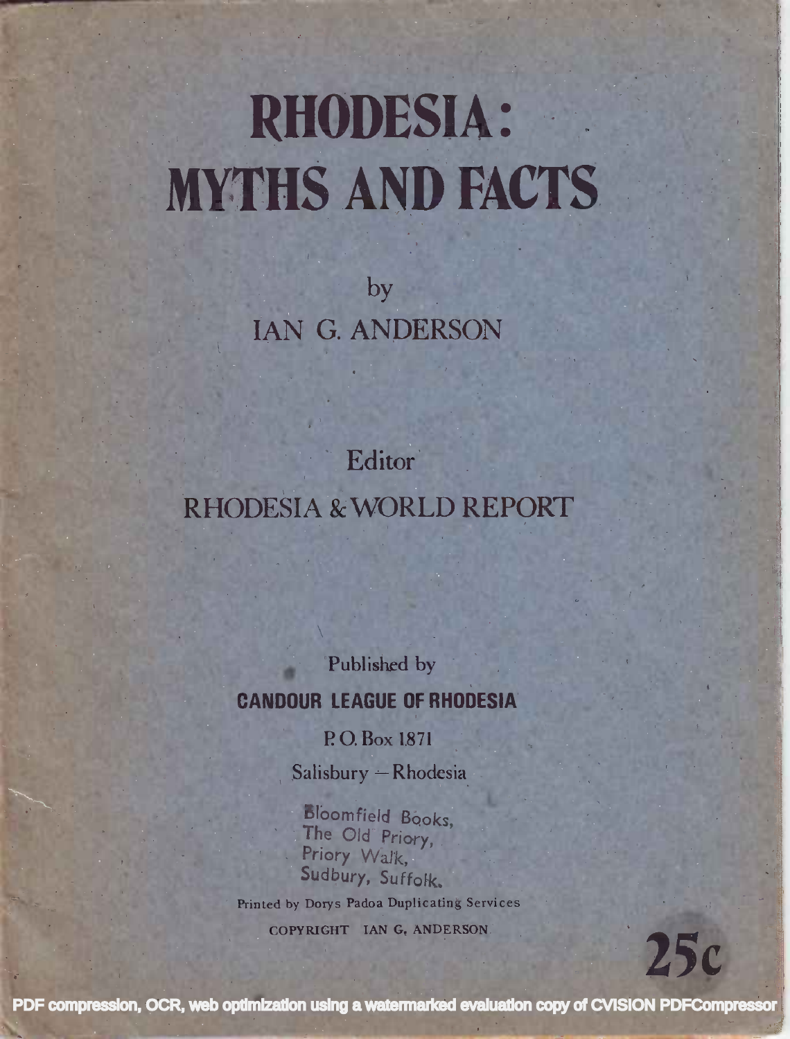# RHODESIA: MYTHS AND FACTS

by

IAN G. ANDERSON

Editor

RHODESIA & WORLD REPORT

Published by

**CANDOUR LEAGUE OF RHODESIA**

P. O. Box 1871

Salisbury — Rhodesia

Bloomfield Books,
The Old Priory,
Priory Walk,
Sudbury, Suffolk.

Printed by Dorys Padoa Duplicating Services

COPYRIGHT IAN G. ANDERSON

**25c**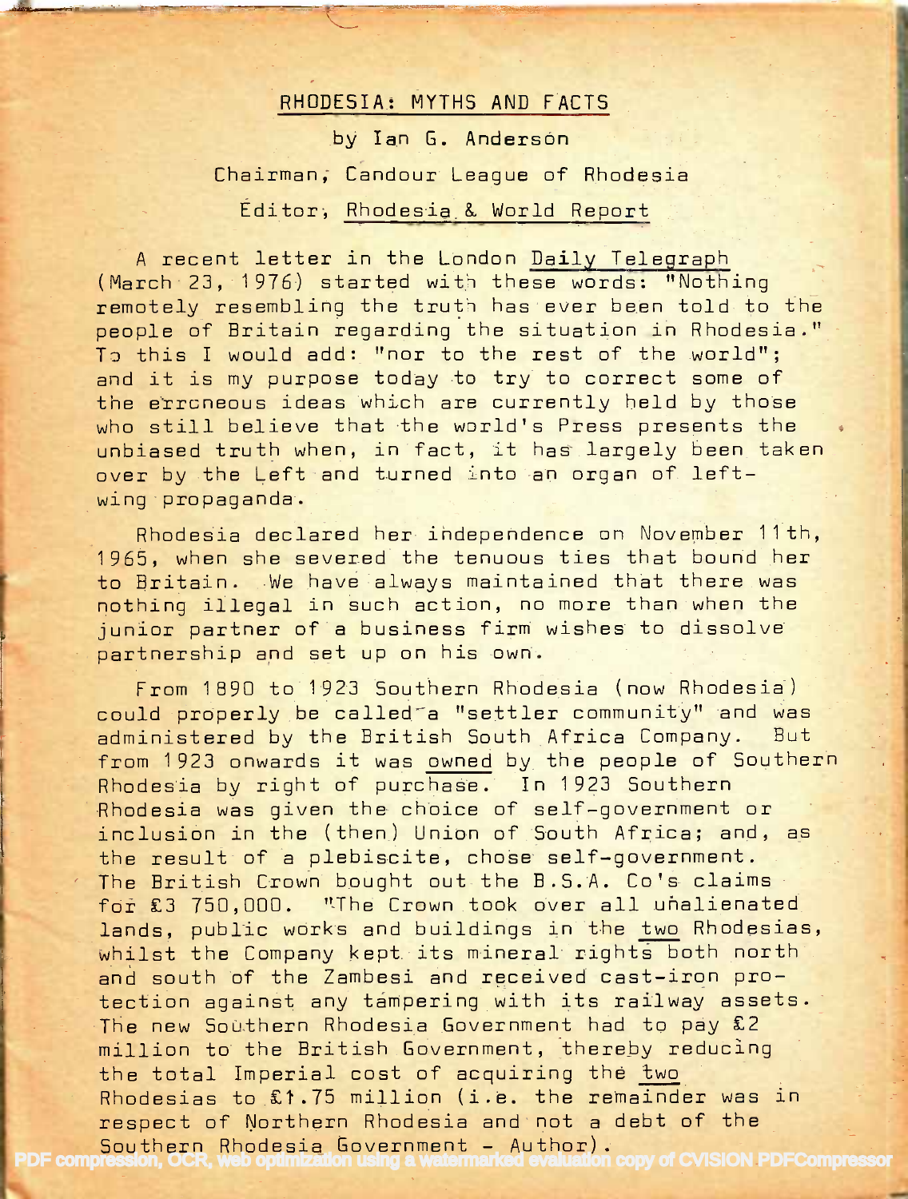# RHODESIA: MYTHS AND FACTS

by Ian G. Anderson

Chairman, Candour League of Rhodesia

Editor, Rhodesia & World Report

A recent letter in the London Daily Telegraph (March 23, 1976) started with these words: "Nothing remotely resembling the truth has ever been told to the people of Britain regarding the situation in Rhodesia." To this I would add: "nor to the rest of the world"; and it is my purpose today to try to correct some of the erroneous ideas which are currently held by those who still believe that the world's Press presents the unbiased truth when, in fact, it has largely been taken over by the Left and turned into an organ of left-wing propaganda.

Rhodesia declared her independence on November 11th, 1965, when she severed the tenuous ties that bound her to Britain. We have always maintained that there was nothing illegal in such action, no more than when the junior partner of a business firm wishes to dissolve partnership and set up on his own.

From 1890 to 1923 Southern Rhodesia (now Rhodesia) could properly be called a "settler community" and was administered by the British South Africa Company. But from 1923 onwards it was owned by the people of Southern Rhodesia by right of purchase. In 1923 Southern Rhodesia was given the choice of self-government or inclusion in the (then) Union of South Africa; and, as the result of a plebiscite, chose self-government. The British Crown bought out the B.S.A. Co's claims for £3 750,000. "The Crown took over all unalienated lands, public works and buildings in the two Rhodesias, whilst the Company kept its mineral rights both north and south of the Zambesi and received cast-iron protection against any tampering with its railway assets. The new Southern Rhodesia Government had to pay £2 million to the British Government, thereby reducing the total Imperial cost of acquiring the two Rhodesias to £1.75 million (i.e. the remainder was in respect of Northern Rhodesia and not a debt of the Southern Rhodesia Government - Author).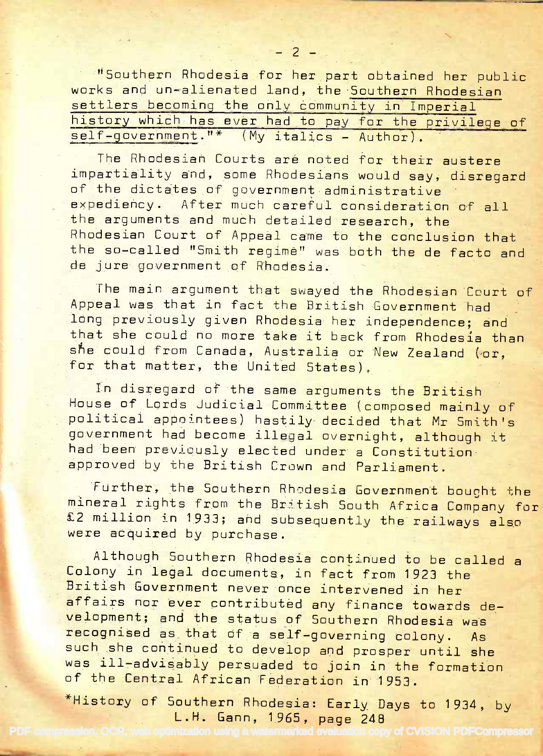"Southern Rhodesia for her part obtained her public works and un-alienated land, *the Southern Rhodesian settlers becoming the only community in Imperial history which has ever had to pay for the privilege of self-government.*"* (My italics - Author).

The Rhodesian Courts are noted for their austere impartiality and, some Rhodesians would say, disregard of the dictates of government administrative expediency. After much careful consideration of all the arguments and much detailed research, the Rhodesian Court of Appeal came to the conclusion that the so-called "Smith regime" was both the de facto and de jure government of Rhodesia.

The main argument that swayed the Rhodesian Court of Appeal was that in fact the British Government had long previously given Rhodesia her independence; and that she could no more take it back from Rhodesia than she could from Canada, Australia or New Zealand (or, for that matter, the United States).

In disregard of the same arguments the British House of Lords Judicial Committee (composed mainly of political appointees) hastily decided that Mr Smith's government had become illegal overnight, although it had been previously elected under a Constitution approved by the British Crown and Parliament.

Further, the Southern Rhodesia Government bought the mineral rights from the British South Africa Company for £2 million in 1933; and subsequently the railways also were acquired by purchase.

Although Southern Rhodesia continued to be called a Colony in legal documents, in fact from 1923 the British Government never once intervened in her affairs nor ever contributed any finance towards development; and the status of Southern Rhodesia was recognised as that of a self-governing colony. As such she continued to develop and prosper until she was ill-advisably persuaded to join in the formation of the Central African Federation in 1953.

*History of Southern Rhodesia: Early Days to 1934, by L.H. Gann, 1965, page 248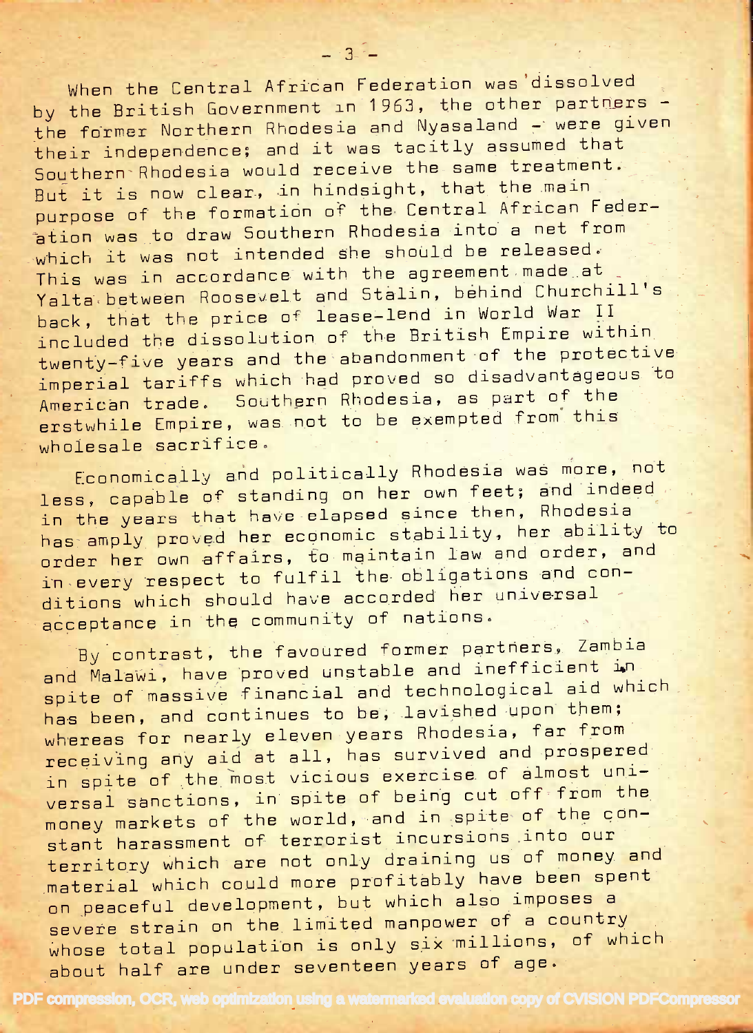When the Central African Federation was dissolved by the British Government in 1963, the other partners - the former Northern Rhodesia and Nyasaland - were given their independence; and it was tacitly assumed that Southern Rhodesia would receive the same treatment. But it is now clear, in hindsight, that the main purpose of the formation of the Central African Federation was to draw Southern Rhodesia into a net from which it was not intended she should be released. This was in accordance with the agreement made at Yalta between Roosevelt and Stalin, behind Churchill's back, that the price of lease-lend in World War II included the dissolution of the British Empire within twenty-five years and the abandonment of the protective imperial tariffs which had proved so disadvantageous to American trade. Southern Rhodesia, as part of the erstwhile Empire, was not to be exempted from this wholesale sacrifice.

Economically and politically Rhodesia was more, not less, capable of standing on her own feet; and indeed in the years that have elapsed since then, Rhodesia has amply proved her economic stability, her ability to order her own affairs, to maintain law and order, and in every respect to fulfil the obligations and conditions which should have accorded her universal acceptance in the community of nations.

By contrast, the favoured former partners, Zambia and Malawi, have proved unstable and inefficient in spite of massive financial and technological aid which has been, and continues to be, lavished upon them; whereas for nearly eleven years Rhodesia, far from receiving any aid at all, has survived and prospered in spite of the most vicious exercise of almost universal sanctions, in spite of being cut off from the money markets of the world, and in spite of the constant harassment of terrorist incursions into our territory which are not only draining us of money and material which could more profitably have been spent on peaceful development, but which also imposes a severe strain on the limited manpower of a country whose total population is only six millions, of which about half are under seventeen years of age.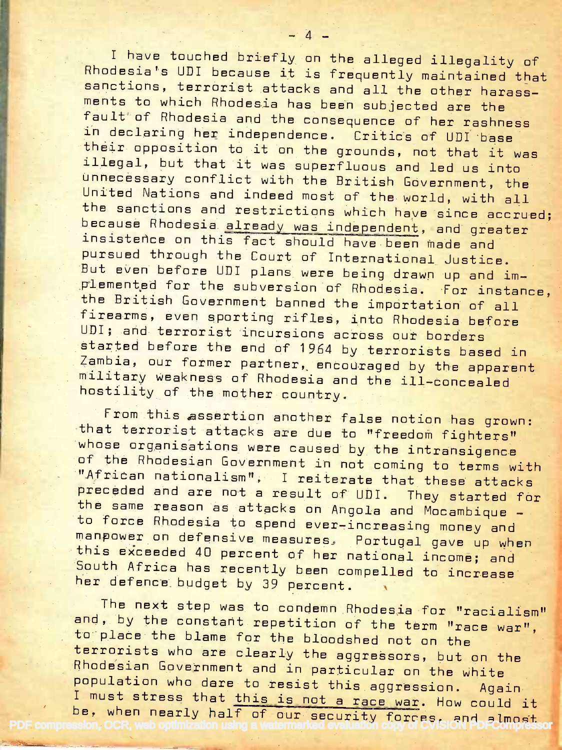I have touched briefly on the alleged illegality of Rhodesia's UDI because it is frequently maintained that sanctions, terrorist attacks and all the other harassments to which Rhodesia has been subjected are the fault of Rhodesia and the consequence of her rashness in declaring her independence. Critics of UDI base their opposition to it on the grounds, not that it was illegal, but that it was superfluous and led us into unnecessary conflict with the British Government, the United Nations and indeed most of the world, with all the sanctions and restrictions which have since accrued; because Rhodesia already was independent, and greater insistence on this fact should have been made and pursued through the Court of International Justice. But even before UDI plans were being drawn up and implemented for the subversion of Rhodesia. For instance, the British Government banned the importation of all firearms, even sporting rifles, into Rhodesia before UDI; and terrorist incursions across our borders started before the end of 1964 by terrorists based in Zambia, our former partner, encouraged by the apparent military weakness of Rhodesia and the ill-concealed hostility of the mother country.

From this assertion another false notion has grown: that terrorist attacks are due to "freedom fighters" whose organisations were caused by the intransigence of the Rhodesian Government in not coming to terms with "African nationalism". I reiterate that these attacks preceded and are not a result of UDI. They started for the same reason as attacks on Angola and Mocambique - to force Rhodesia to spend ever-increasing money and manpower on defensive measures. Portugal gave up when this exceeded 40 percent of her national income; and South Africa has recently been compelled to increase her defence budget by 39 percent.

The next step was to condemn Rhodesia for "racialism" and, by the constant repetition of the term "race war", to place the blame for the bloodshed not on the terrorists who are clearly the aggressors, but on the Rhodesian Government and in particular on the white population who dare to resist this aggression. Again I must stress that this is not a race war. How could it be, when nearly half of our security forces, and almost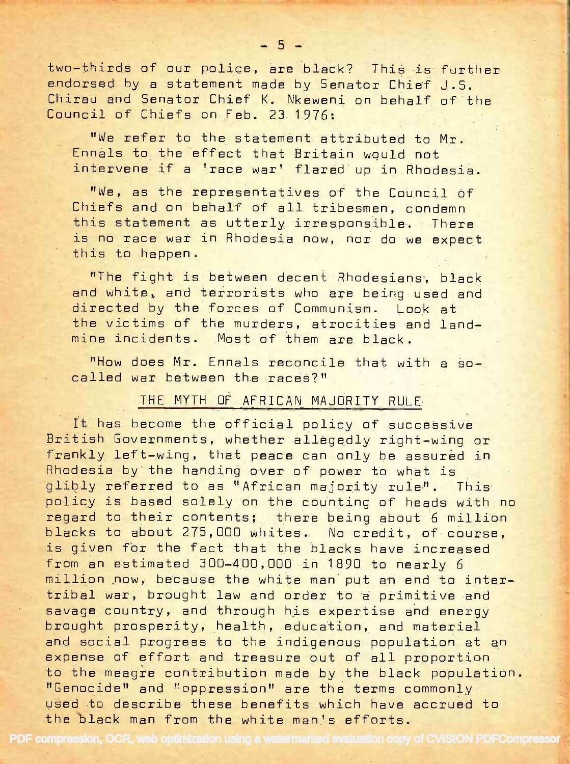two-thirds of our police, are black? This is further endorsed by a statement made by Senator Chief J.S. Chirau and Senator Chief K. Nkeweni on behalf of the Council of Chiefs on Feb. 23 1976:

> "We refer to the statement attributed to Mr. Ennals to the effect that Britain would not intervene if a 'race war' flared up in Rhodesia.
>
> "We, as the representatives of the Council of Chiefs and on behalf of all tribesmen, condemn this statement as utterly irresponsible. There is no race war in Rhodesia now, nor do we expect this to happen.
>
> "The fight is between decent Rhodesians, black and white, and terrorists who are being used and directed by the forces of Communism. Look at the victims of the murders, atrocities and land-mine incidents. Most of them are black.
>
> "How does Mr. Ennals reconcile that with a so-called war between the races?"

## THE MYTH OF AFRICAN MAJORITY RULE

It has become the official policy of successive British Governments, whether allegedly right-wing or frankly left-wing, that peace can only be assured in Rhodesia by the handing over of power to what is glibly referred to as "African majority rule". This policy is based solely on the counting of heads with no regard to their contents; there being about 6 million blacks to about 275,000 whites. No credit, of course, is given for the fact that the blacks have increased from an estimated 300-400,000 in 1890 to nearly 6 million now, because the white man put an end to inter-tribal war, brought law and order to a primitive and savage country, and through his expertise and energy brought prosperity, health, education, and material and social progress to the indigenous population at an expense of effort and treasure out of all proportion to the meagre contribution made by the black population. "Genocide" and "oppression" are the terms commonly used to describe these benefits which have accrued to the black man from the white man's efforts.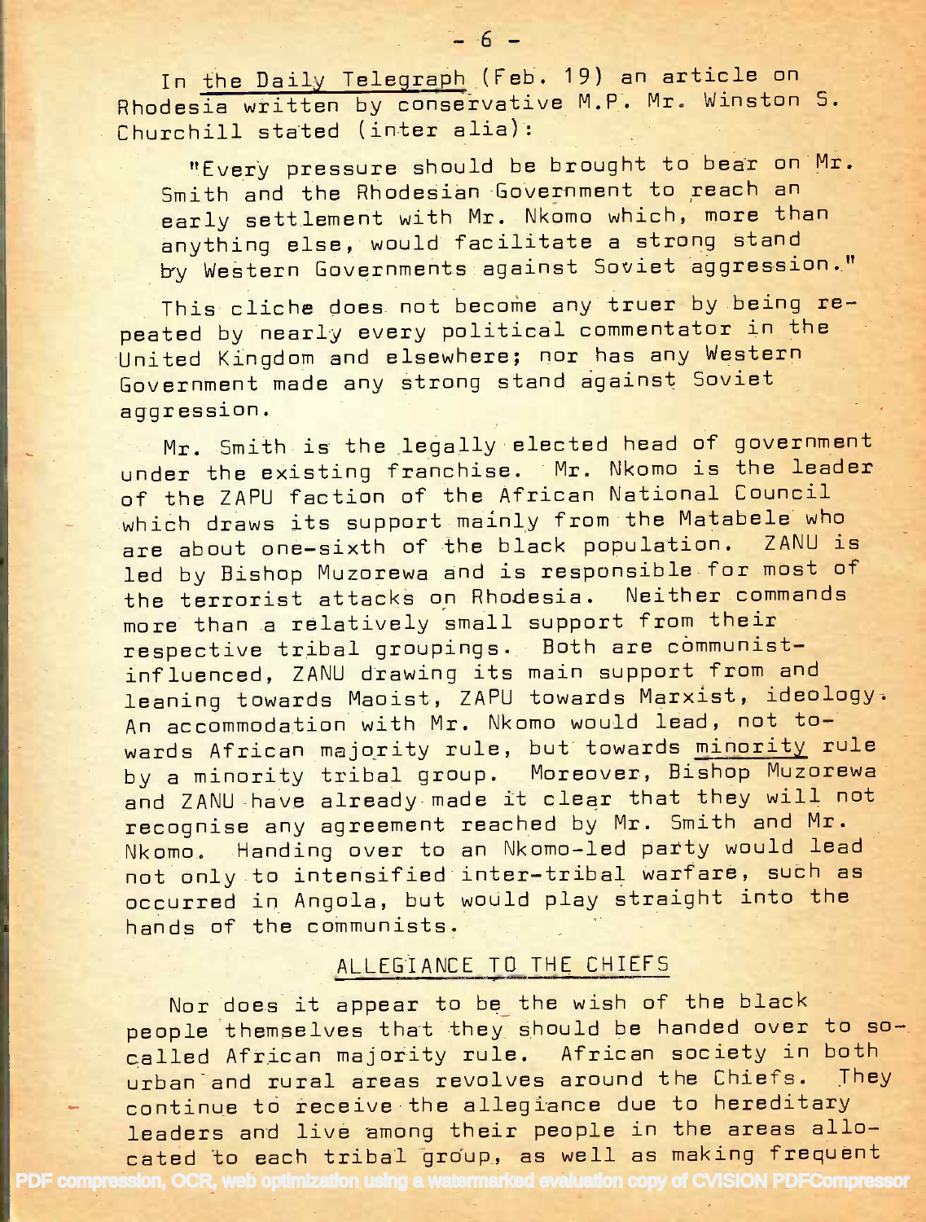In <u>the Daily Telegraph</u> (Feb. 19) an article on Rhodesia written by conservative M.P. Mr. Winston S. Churchill stated (inter alia):

> "Every pressure should be brought to bear on Mr. Smith and the Rhodesian Government to reach an early settlement with Mr. Nkomo which, more than anything else, would facilitate a strong stand by Western Governments against Soviet aggression."

This cliche does not become any truer by being repeated by nearly every political commentator in the United Kingdom and elsewhere; nor has any Western Government made any strong stand against Soviet aggression.

Mr. Smith is the legally elected head of government under the existing franchise. Mr. Nkomo is the leader of the ZAPU faction of the African National Council which draws its support mainly from the Matabele who are about one-sixth of the black population. ZANU is led by Bishop Muzorewa and is responsible for most of the terrorist attacks on Rhodesia. Neither commands more than a relatively small support from their respective tribal groupings. Both are communist-influenced, ZANU drawing its main support from and leaning towards Maoist, ZAPU towards Marxist, ideology. An accommodation with Mr. Nkomo would lead, not towards African majority rule, but towards <u>minority</u> rule by a minority tribal group. Moreover, Bishop Muzorewa and ZANU have already made it clear that they will not recognise any agreement reached by Mr. Smith and Mr. Nkomo. Handing over to an Nkomo-led party would lead not only to intensified inter-tribal warfare, such as occurred in Angola, but would play straight into the hands of the communists.

## ALLEGIANCE TO THE CHIEFS

Nor does it appear to be the wish of the black people themselves that they should be handed over to so-called African majority rule. African society in both urban and rural areas revolves around the Chiefs. They continue to receive the allegiance due to hereditary leaders and live among their people in the areas allocated to each tribal group, as well as making frequent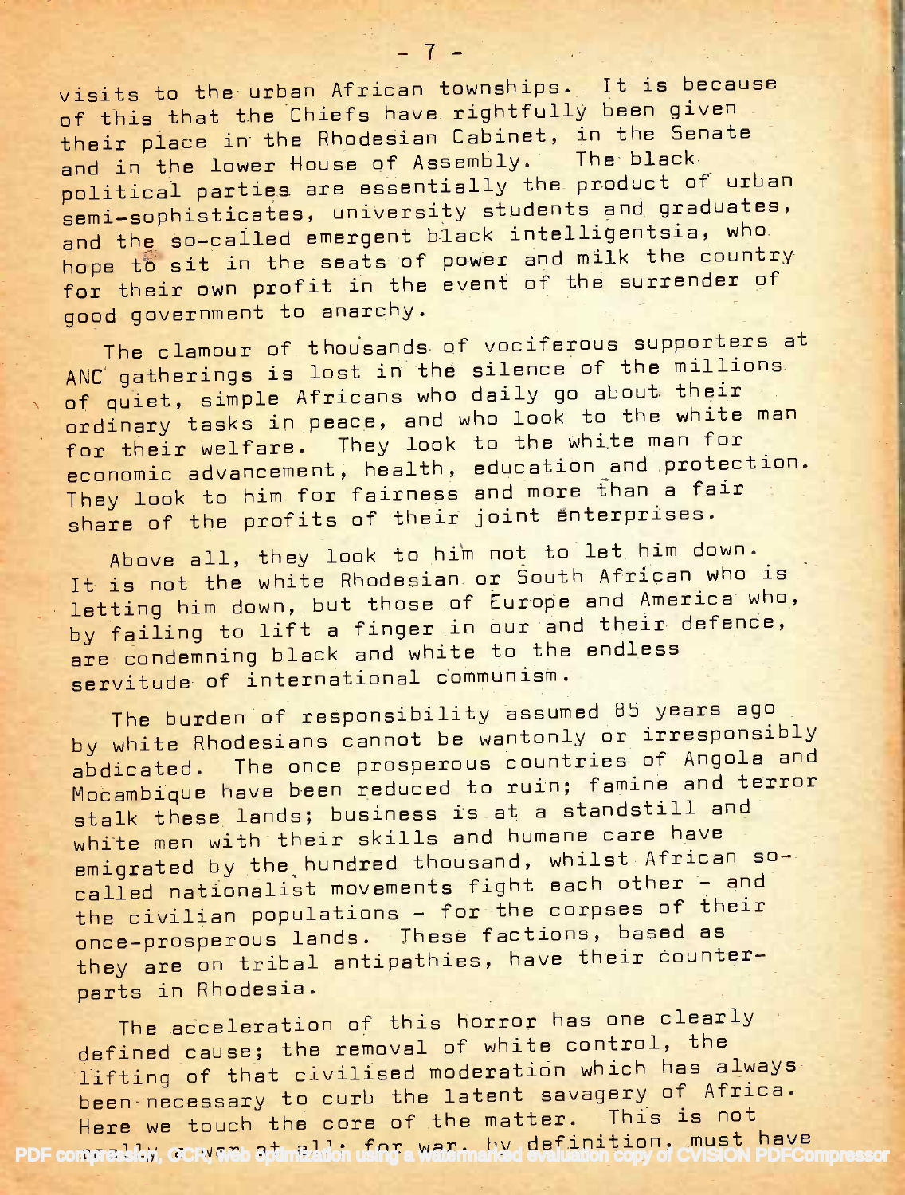visits to the urban African townships. It is because of this that the Chiefs have rightfully been given their place in the Rhodesian Cabinet, in the Senate and in the lower House of Assembly. The black political parties are essentially the product of urban semi-sophisticates, university students and graduates, and the so-called emergent black intelligentsia, who hope to sit in the seats of power and milk the country for their own profit in the event of the surrender of good government to anarchy.

The clamour of thousands of vociferous supporters at ANC gatherings is lost in the silence of the millions of quiet, simple Africans who daily go about their ordinary tasks in peace, and who look to the white man for their welfare. They look to the white man for economic advancement, health, education and protection. They look to him for fairness and more than a fair share of the profits of their joint enterprises.

Above all, they look to him not to let him down. It is not the white Rhodesian or South African who is letting him down, but those of Europe and America who, by failing to lift a finger in our and their defence, are condemning black and white to the endless servitude of international communism.

The burden of responsibility assumed 85 years ago by white Rhodesians cannot be wantonly or irresponsibly abdicated. The once prosperous countries of Angola and Mocambique have been reduced to ruin; famine and terror stalk these lands; business is at a standstill and white men with their skills and humane care have emigrated by the hundred thousand, whilst African so-called nationalist movements fight each other - and the civilian populations - for the corpses of their once-prosperous lands. These factions, based as they are on tribal antipathies, have their counterparts in Rhodesia.

The acceleration of this horror has one clearly defined cause; the removal of white control, the lifting of that civilised moderation which has always been necessary to curb the latent savagery of Africa. Here we touch the core of the matter. This is not really a war at all; for war, by definition, must have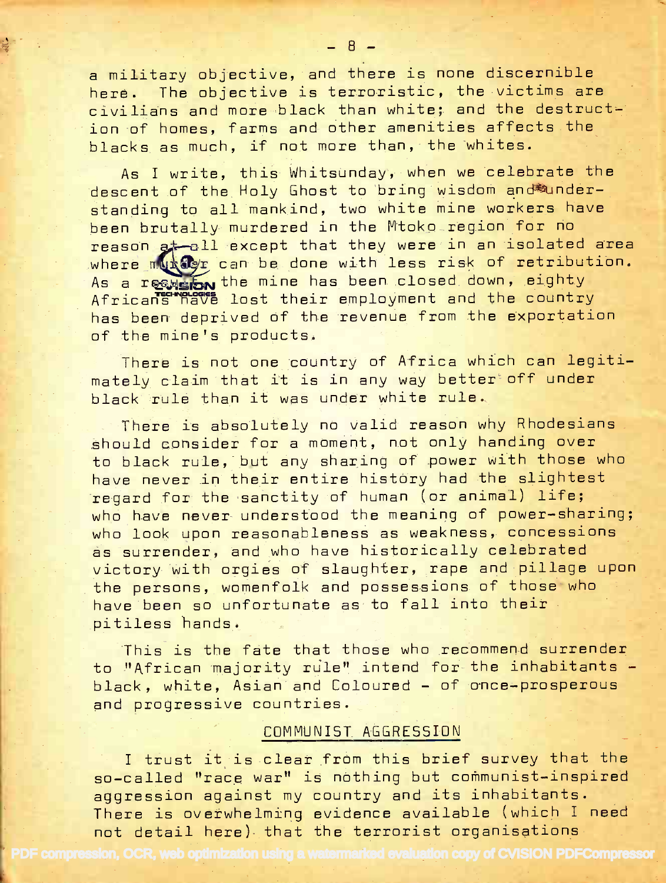a military objective, and there is none discernible here. The objective is terroristic, the victims are civilians and more black than white; and the destruction of homes, farms and other amenities affects the blacks as much, if not more than, the whites.

As I write, this Whitsunday, when we celebrate the descent of the Holy Ghost to bring wisdom and understanding to all mankind, two white mine workers have been brutally murdered in the Mtoko region for no reason at all except that they were in an isolated area where murder can be done with less risk of retribution. As a result the mine has been closed down, eighty Africans have lost their employment and the country has been deprived of the revenue from the exportation of the mine's products.

There is not one country of Africa which can legitimately claim that it is in any way better off under black rule than it was under white rule.

There is absolutely no valid reason why Rhodesians should consider for a moment, not only handing over to black rule, but any sharing of power with those who have never in their entire history had the slightest regard for the sanctity of human (or animal) life; who have never understood the meaning of power-sharing; who look upon reasonableness as weakness, concessions as surrender, and who have historically celebrated victory with orgies of slaughter, rape and pillage upon the persons, womenfolk and possessions of those who have been so unfortunate as to fall into their pitiless hands.

This is the fate that those who recommend surrender to "African majority rule" intend for the inhabitants - black, white, Asian and Coloured - of once-prosperous and progressive countries.

## COMMUNIST AGGRESSION

I trust it is clear from this brief survey that the so-called "race war" is nothing but communist-inspired aggression against my country and its inhabitants. There is overwhelming evidence available (which I need not detail here) that the terrorist organisations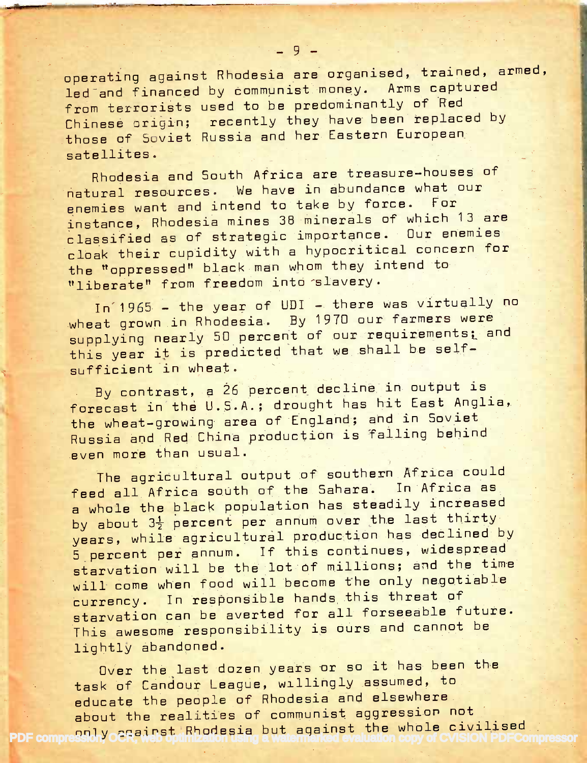operating against Rhodesia are organised, trained, armed, led and financed by communist money. Arms captured from terrorists used to be predominantly of Red Chinese origin; recently they have been replaced by those of Soviet Russia and her Eastern European satellites.

Rhodesia and South Africa are treasure-houses of natural resources. We have in abundance what our enemies want and intend to take by force. For instance, Rhodesia mines 38 minerals of which 13 are classified as of strategic importance. Our enemies cloak their cupidity with a hypocritical concern for the "oppressed" black man whom they intend to "liberate" from freedom into slavery.

In 1965 - the year of UDI - there was virtually no wheat grown in Rhodesia. By 1970 our farmers were supplying nearly 50 percent of our requirements; and this year it is predicted that we shall be self-sufficient in wheat.

By contrast, a 26 percent decline in output is forecast in the U.S.A.; drought has hit East Anglia, the wheat-growing area of England; and in Soviet Russia and Red China production is falling behind even more than usual.

The agricultural output of southern Africa could feed all Africa south of the Sahara. In Africa as a whole the black population has steadily increased by about 3½ percent per annum over the last thirty years, while agricultural production has declined by 5 percent per annum. If this continues, widespread starvation will be the lot of millions; and the time will come when food will become the only negotiable currency. In responsible hands this threat of starvation can be averted for all forseeable future. This awesome responsibility is ours and cannot be lightly abandoned.

Over the last dozen years or so it has been the task of Candour League, willingly assumed, to educate the people of Rhodesia and elsewhere about the realities of communist aggression not only against Rhodesia but against the whole civilised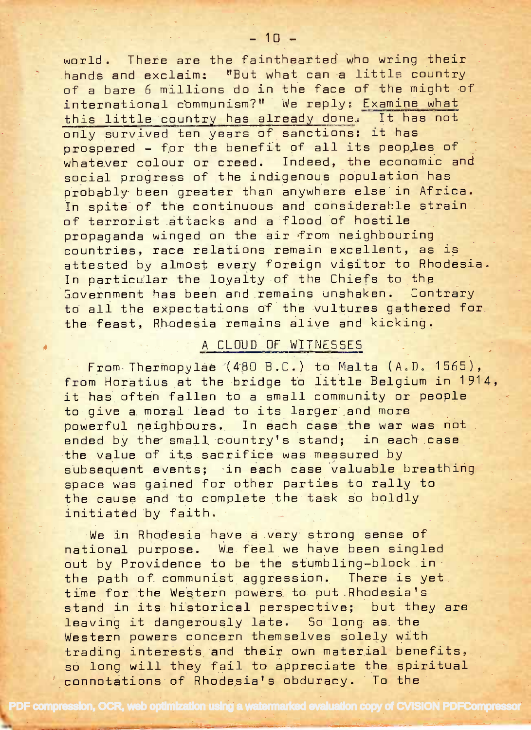world. There are the fainthearted who wring their hands and exclaim: "But what can a little country of a bare 6 millions do in the face of the might of international communism?" We reply: Examine what this little country has already done. It has not only survived ten years of sanctions: it has prospered - for the benefit of all its peoples of whatever colour or creed. Indeed, the economic and social progress of the indigenous population has probably been greater than anywhere else in Africa. In spite of the continuous and considerable strain of terrorist attacks and a flood of hostile propaganda winged on the air from neighbouring countries, race relations remain excellent, as is attested by almost every foreign visitor to Rhodesia. In particular the loyalty of the Chiefs to the Government has been and remains unshaken. Contrary to all the expectations of the vultures gathered for the feast, Rhodesia remains alive and kicking.

## A CLOUD OF WITNESSES

From Thermopylae (480 B.C.) to Malta (A.D. 1565), from Horatius at the bridge to little Belgium in 1914, it has often fallen to a small community or people to give a moral lead to its larger and more powerful neighbours. In each case the war was not ended by the small country's stand; in each case the value of its sacrifice was measured by subsequent events; in each case valuable breathing space was gained for other parties to rally to the cause and to complete the task so boldly initiated by faith.

We in Rhodesia have a very strong sense of national purpose. We feel we have been singled out by Providence to be the stumbling-block in the path of communist aggression. There is yet time for the Western powers to put Rhodesia's stand in its historical perspective; but they are leaving it dangerously late. So long as the Western powers concern themselves solely with trading interests and their own material benefits, so long will they fail to appreciate the spiritual connotations of Rhodesia's obduracy. To the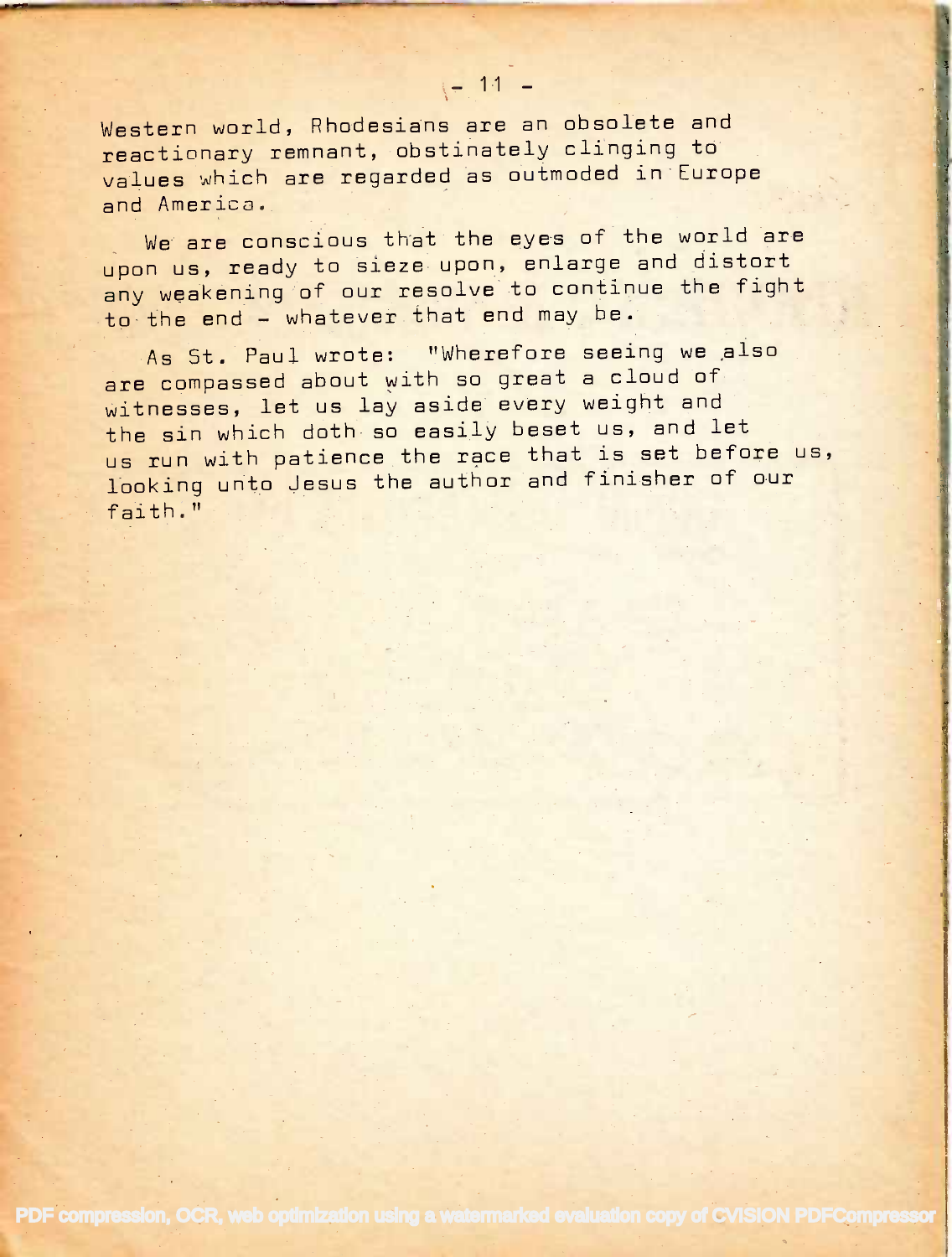Western world, Rhodesians are an obsolete and reactionary remnant, obstinately clinging to values which are regarded as outmoded in Europe and America.

We are conscious that the eyes of the world are upon us, ready to sieze upon, enlarge and distort any weakening of our resolve to continue the fight to the end - whatever that end may be.

As St. Paul wrote: "Wherefore seeing we also are compassed about with so great a cloud of witnesses, let us lay aside every weight and the sin which doth so easily beset us, and let us run with patience the race that is set before us, looking unto Jesus the author and finisher of our faith."